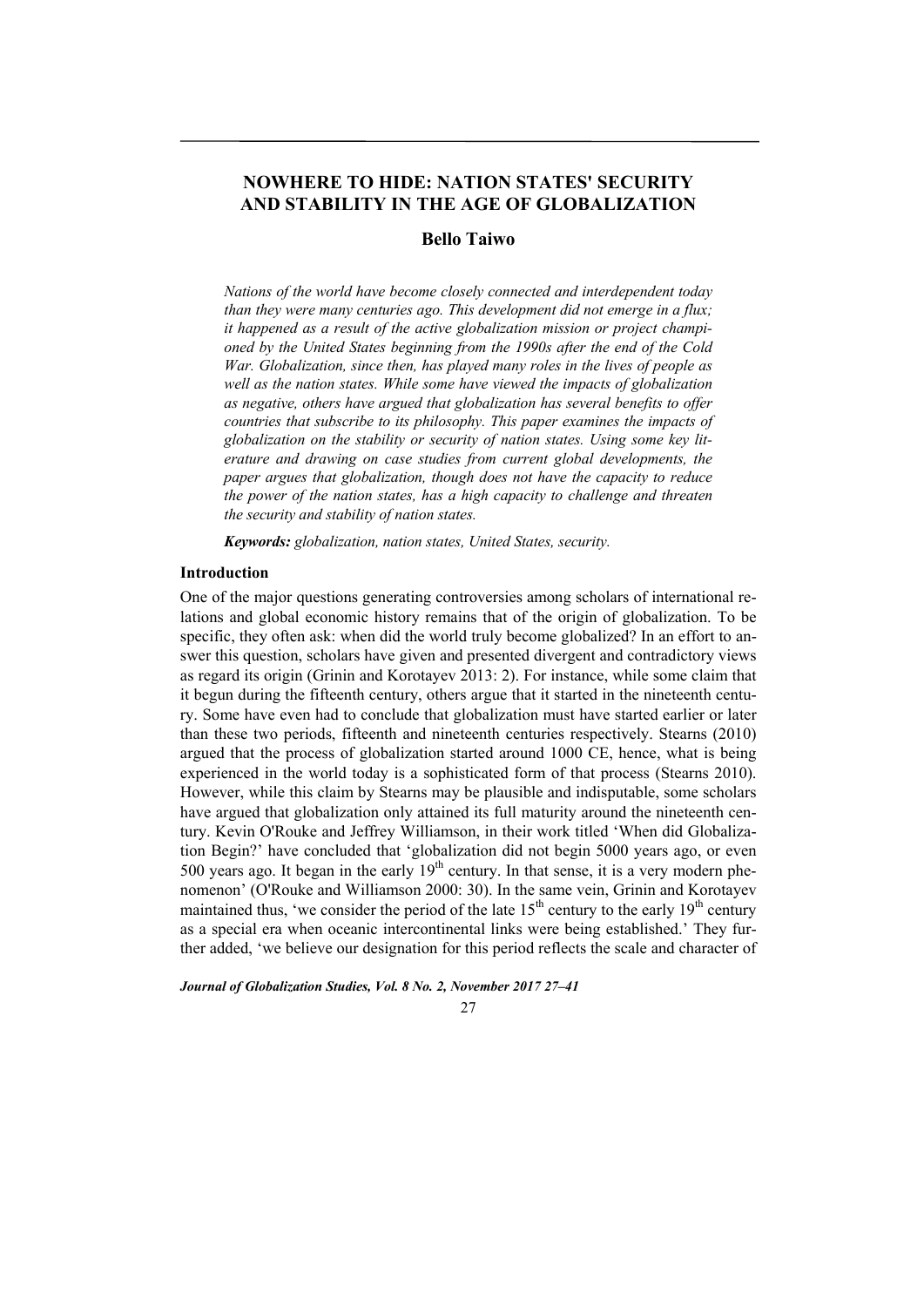# NOWHERE TO HIDE: NATION STATES' SECURITY AND STABILITY IN THE AGE OF GLOBALIZATION

**Bello Taiwo**

*Nations of the world have become closely connected and interdependent today than they were many centuries ago. This development did not emerge in a flux; it happened as a result of the active globalization mission or project championed by the United States beginning from the 1990s after the end of the Cold War. Globalization, since then, has played many roles in the lives of people as well as the nation states. While some have viewed the impacts of globalization as negative, others have argued that globalization has several benefits to offer countries that subscribe to its philosophy. This paper examines the impacts of globalization on the stability or security of nation states. Using some key literature and drawing on case studies from current global developments, the paper argues that globalization, though does not have the capacity to reduce the power of the nation states, has a high capacity to challenge and threaten the security and stability of nation states.*

***Keywords:*** *globalization, nation states, United States, security.*

## Introduction

One of the major questions generating controversies among scholars of international relations and global economic history remains that of the origin of globalization. To be specific, they often ask: when did the world truly become globalized? In an effort to answer this question, scholars have given and presented divergent and contradictory views as regard its origin (Grinin and Korotayev 2013: 2). For instance, while some claim that it begun during the fifteenth century, others argue that it started in the nineteenth century. Some have even had to conclude that globalization must have started earlier or later than these two periods, fifteenth and nineteenth centuries respectively. Stearns (2010) argued that the process of globalization started around 1000 CE, hence, what is being experienced in the world today is a sophisticated form of that process (Stearns 2010). However, while this claim by Stearns may be plausible and indisputable, some scholars have argued that globalization only attained its full maturity around the nineteenth century. Kevin O'Rouke and Jeffrey Williamson, in their work titled 'When did Globalization Begin?' have concluded that 'globalization did not begin 5000 years ago, or even 500 years ago. It began in the early 19th century. In that sense, it is a very modern phenomenon' (O'Rouke and Williamson 2000: 30). In the same vein, Grinin and Korotayev maintained thus, 'we consider the period of the late 15th century to the early 19th century as a special era when oceanic intercontinental links were being established.' They further added, 'we believe our designation for this period reflects the scale and character of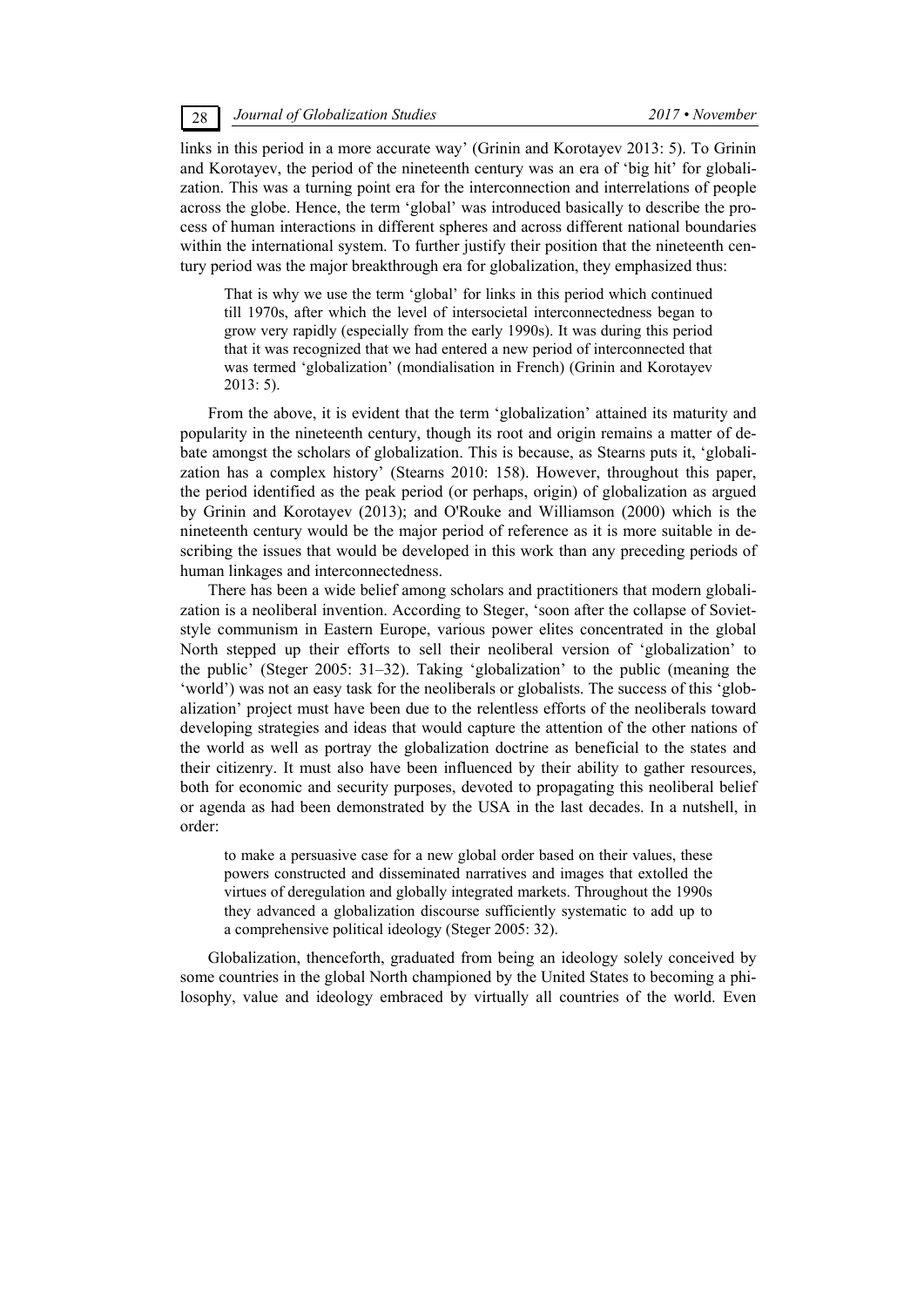links in this period in a more accurate way' (Grinin and Korotayev 2013: 5). To Grinin and Korotayev, the period of the nineteenth century was an era of 'big hit' for globalization. This was a turning point era for the interconnection and interrelations of people across the globe. Hence, the term 'global' was introduced basically to describe the process of human interactions in different spheres and across different national boundaries within the international system. To further justify their position that the nineteenth century period was the major breakthrough era for globalization, they emphasized thus:

> That is why we use the term 'global' for links in this period which continued till 1970s, after which the level of intersocietal interconnectedness began to grow very rapidly (especially from the early 1990s). It was during this period that it was recognized that we had entered a new period of interconnected that was termed 'globalization' (mondialisation in French) (Grinin and Korotayev 2013: 5).

From the above, it is evident that the term 'globalization' attained its maturity and popularity in the nineteenth century, though its root and origin remains a matter of debate amongst the scholars of globalization. This is because, as Stearns puts it, 'globalization has a complex history' (Stearns 2010: 158). However, throughout this paper, the period identified as the peak period (or perhaps, origin) of globalization as argued by Grinin and Korotayev (2013); and O'Rouke and Williamson (2000) which is the nineteenth century would be the major period of reference as it is more suitable in describing the issues that would be developed in this work than any preceding periods of human linkages and interconnectedness.

There has been a wide belief among scholars and practitioners that modern globalization is a neoliberal invention. According to Steger, 'soon after the collapse of Soviet-style communism in Eastern Europe, various power elites concentrated in the global North stepped up their efforts to sell their neoliberal version of 'globalization' to the public' (Steger 2005: 31–32). Taking 'globalization' to the public (meaning the 'world') was not an easy task for the neoliberals or globalists. The success of this 'globalization' project must have been due to the relentless efforts of the neoliberals toward developing strategies and ideas that would capture the attention of the other nations of the world as well as portray the globalization doctrine as beneficial to the states and their citizenry. It must also have been influenced by their ability to gather resources, both for economic and security purposes, devoted to propagating this neoliberal belief or agenda as had been demonstrated by the USA in the last decades. In a nutshell, in order:

> to make a persuasive case for a new global order based on their values, these powers constructed and disseminated narratives and images that extolled the virtues of deregulation and globally integrated markets. Throughout the 1990s they advanced a globalization discourse sufficiently systematic to add up to a comprehensive political ideology (Steger 2005: 32).

Globalization, thenceforth, graduated from being an ideology solely conceived by some countries in the global North championed by the United States to becoming a philosophy, value and ideology embraced by virtually all countries of the world. Even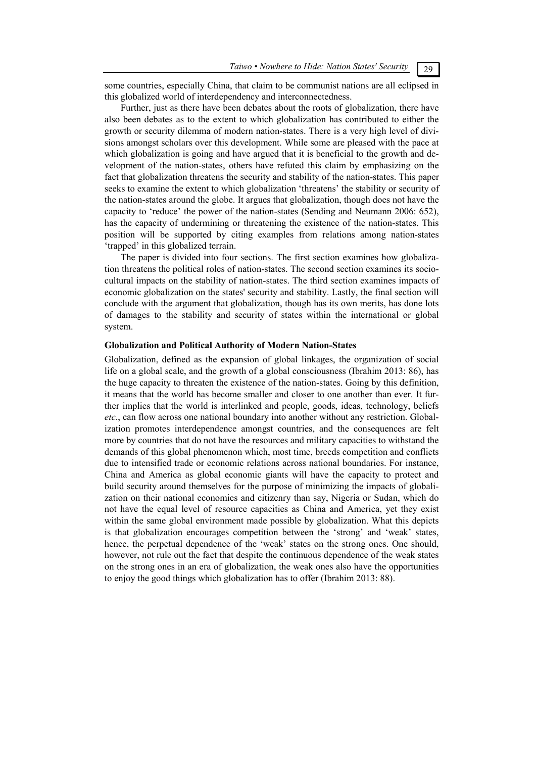some countries, especially China, that claim to be communist nations are all eclipsed in this globalized world of interdependency and interconnectedness.

Further, just as there have been debates about the roots of globalization, there have also been debates as to the extent to which globalization has contributed to either the growth or security dilemma of modern nation-states. There is a very high level of divisions amongst scholars over this development. While some are pleased with the pace at which globalization is going and have argued that it is beneficial to the growth and development of the nation-states, others have refuted this claim by emphasizing on the fact that globalization threatens the security and stability of the nation-states. This paper seeks to examine the extent to which globalization 'threatens' the stability or security of the nation-states around the globe. It argues that globalization, though does not have the capacity to 'reduce' the power of the nation-states (Sending and Neumann 2006: 652), has the capacity of undermining or threatening the existence of the nation-states. This position will be supported by citing examples from relations among nation-states 'trapped' in this globalized terrain.

The paper is divided into four sections. The first section examines how globalization threatens the political roles of nation-states. The second section examines its socio-cultural impacts on the stability of nation-states. The third section examines impacts of economic globalization on the states' security and stability. Lastly, the final section will conclude with the argument that globalization, though has its own merits, has done lots of damages to the stability and security of states within the international or global system.

### Globalization and Political Authority of Modern Nation-States

Globalization, defined as the expansion of global linkages, the organization of social life on a global scale, and the growth of a global consciousness (Ibrahim 2013: 86), has the huge capacity to threaten the existence of the nation-states. Going by this definition, it means that the world has become smaller and closer to one another than ever. It further implies that the world is interlinked and people, goods, ideas, technology, beliefs *etc.*, can flow across one national boundary into another without any restriction. Globalization promotes interdependence amongst countries, and the consequences are felt more by countries that do not have the resources and military capacities to withstand the demands of this global phenomenon which, most time, breeds competition and conflicts due to intensified trade or economic relations across national boundaries. For instance, China and America as global economic giants will have the capacity to protect and build security around themselves for the purpose of minimizing the impacts of globalization on their national economies and citizenry than say, Nigeria or Sudan, which do not have the equal level of resource capacities as China and America, yet they exist within the same global environment made possible by globalization. What this depicts is that globalization encourages competition between the 'strong' and 'weak' states, hence, the perpetual dependence of the 'weak' states on the strong ones. One should, however, not rule out the fact that despite the continuous dependence of the weak states on the strong ones in an era of globalization, the weak ones also have the opportunities to enjoy the good things which globalization has to offer (Ibrahim 2013: 88).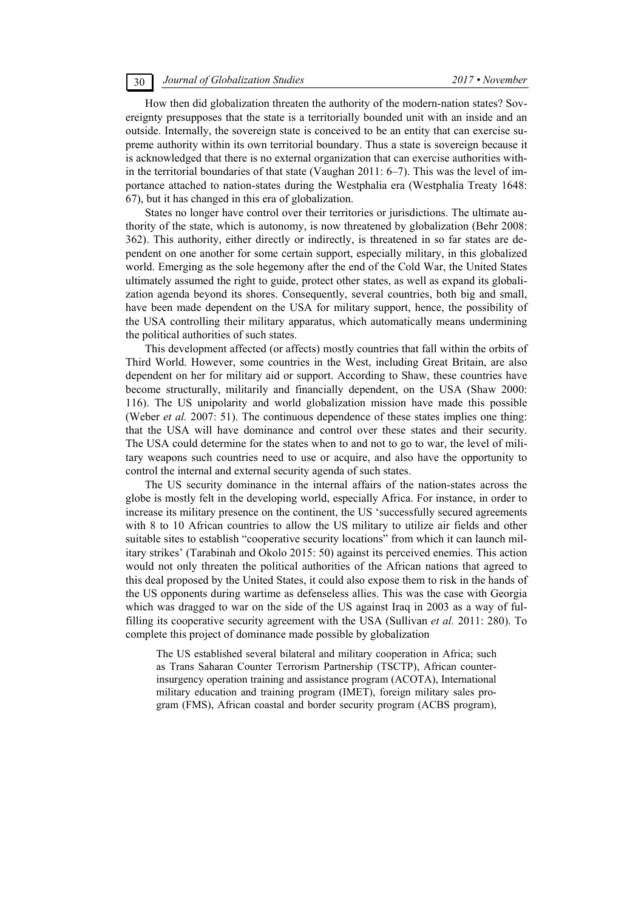How then did globalization threaten the authority of the modern-nation states? Sovereignty presupposes that the state is a territorially bounded unit with an inside and an outside. Internally, the sovereign state is conceived to be an entity that can exercise supreme authority within its own territorial boundary. Thus a state is sovereign because it is acknowledged that there is no external organization that can exercise authorities within the territorial boundaries of that state (Vaughan 2011: 6–7). This was the level of importance attached to nation-states during the Westphalia era (Westphalia Treaty 1648: 67), but it has changed in this era of globalization.

States no longer have control over their territories or jurisdictions. The ultimate authority of the state, which is autonomy, is now threatened by globalization (Behr 2008: 362). This authority, either directly or indirectly, is threatened in so far states are dependent on one another for some certain support, especially military, in this globalized world. Emerging as the sole hegemony after the end of the Cold War, the United States ultimately assumed the right to guide, protect other states, as well as expand its globalization agenda beyond its shores. Consequently, several countries, both big and small, have been made dependent on the USA for military support, hence, the possibility of the USA controlling their military apparatus, which automatically means undermining the political authorities of such states.

This development affected (or affects) mostly countries that fall within the orbits of Third World. However, some countries in the West, including Great Britain, are also dependent on her for military aid or support. According to Shaw, these countries have become structurally, militarily and financially dependent, on the USA (Shaw 2000: 116). The US unipolarity and world globalization mission have made this possible (Weber *et al.* 2007: 51). The continuous dependence of these states implies one thing: that the USA will have dominance and control over these states and their security. The USA could determine for the states when to and not to go to war, the level of military weapons such countries need to use or acquire, and also have the opportunity to control the internal and external security agenda of such states.

The US security dominance in the internal affairs of the nation-states across the globe is mostly felt in the developing world, especially Africa. For instance, in order to increase its military presence on the continent, the US 'successfully secured agreements with 8 to 10 African countries to allow the US military to utilize air fields and other suitable sites to establish "cooperative security locations" from which it can launch military strikes' (Tarabinah and Okolo 2015: 50) against its perceived enemies. This action would not only threaten the political authorities of the African nations that agreed to this deal proposed by the United States, it could also expose them to risk in the hands of the US opponents during wartime as defenseless allies. This was the case with Georgia which was dragged to war on the side of the US against Iraq in 2003 as a way of fulfilling its cooperative security agreement with the USA (Sullivan *et al.* 2011: 280). To complete this project of dominance made possible by globalization

> The US established several bilateral and military cooperation in Africa; such as Trans Saharan Counter Terrorism Partnership (TSCTP), African counter-insurgency operation training and assistance program (ACOTA), International military education and training program (IMET), foreign military sales program (FMS), African coastal and border security program (ACBS program),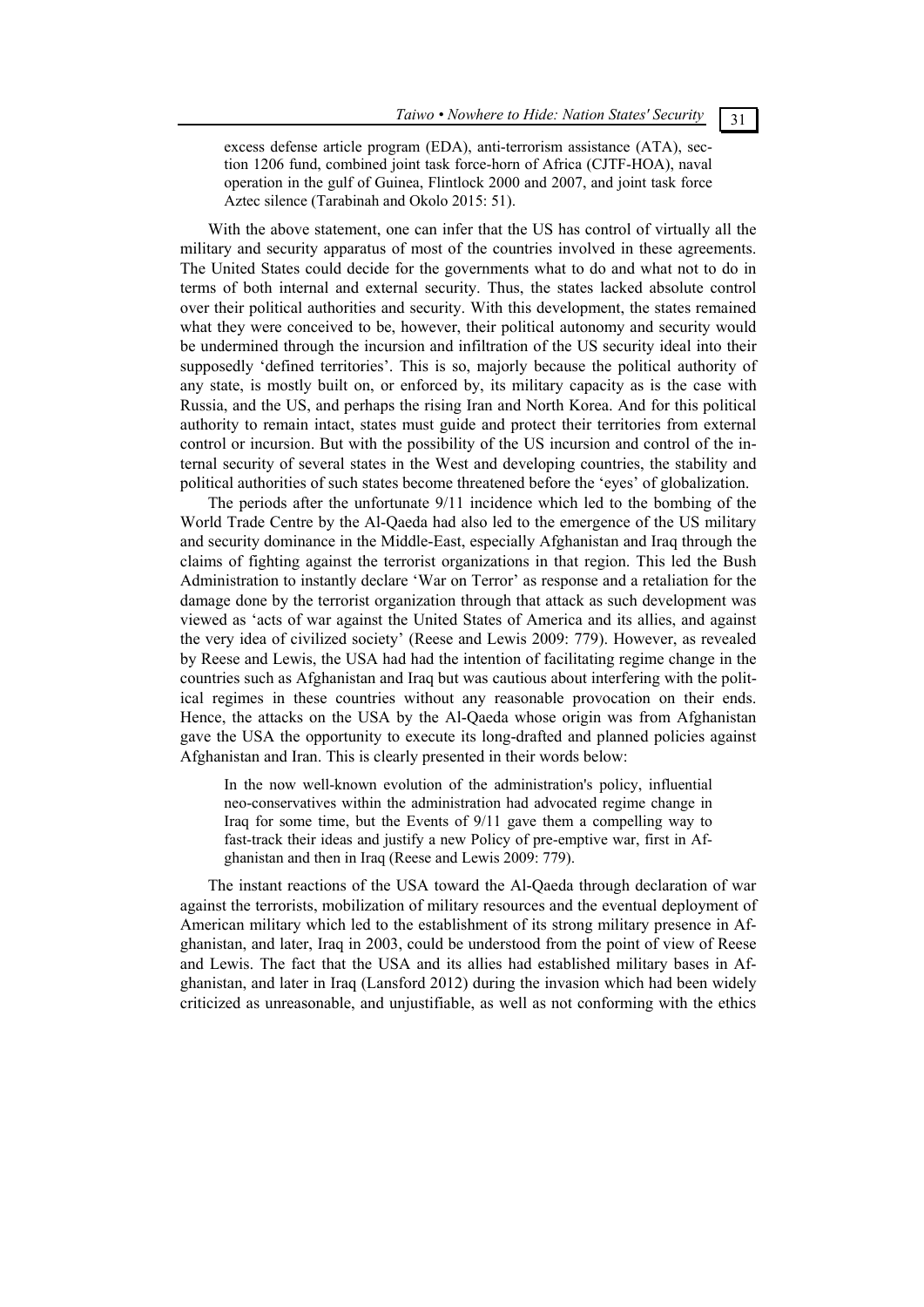> excess defense article program (EDA), anti-terrorism assistance (ATA), section 1206 fund, combined joint task force-horn of Africa (CJTF-HOA), naval operation in the gulf of Guinea, Flintlock 2000 and 2007, and joint task force Aztec silence (Tarabinah and Okolo 2015: 51).

With the above statement, one can infer that the US has control of virtually all the military and security apparatus of most of the countries involved in these agreements. The United States could decide for the governments what to do and what not to do in terms of both internal and external security. Thus, the states lacked absolute control over their political authorities and security. With this development, the states remained what they were conceived to be, however, their political autonomy and security would be undermined through the incursion and infiltration of the US security ideal into their supposedly 'defined territories'. This is so, majorly because the political authority of any state, is mostly built on, or enforced by, its military capacity as is the case with Russia, and the US, and perhaps the rising Iran and North Korea. And for this political authority to remain intact, states must guide and protect their territories from external control or incursion. But with the possibility of the US incursion and control of the internal security of several states in the West and developing countries, the stability and political authorities of such states become threatened before the 'eyes' of globalization.

The periods after the unfortunate 9/11 incidence which led to the bombing of the World Trade Centre by the Al-Qaeda had also led to the emergence of the US military and security dominance in the Middle-East, especially Afghanistan and Iraq through the claims of fighting against the terrorist organizations in that region. This led the Bush Administration to instantly declare 'War on Terror' as response and a retaliation for the damage done by the terrorist organization through that attack as such development was viewed as 'acts of war against the United States of America and its allies, and against the very idea of civilized society' (Reese and Lewis 2009: 779). However, as revealed by Reese and Lewis, the USA had had the intention of facilitating regime change in the countries such as Afghanistan and Iraq but was cautious about interfering with the political regimes in these countries without any reasonable provocation on their ends. Hence, the attacks on the USA by the Al-Qaeda whose origin was from Afghanistan gave the USA the opportunity to execute its long-drafted and planned policies against Afghanistan and Iran. This is clearly presented in their words below:

> In the now well-known evolution of the administration's policy, influential neo-conservatives within the administration had advocated regime change in Iraq for some time, but the Events of 9/11 gave them a compelling way to fast-track their ideas and justify a new Policy of pre-emptive war, first in Afghanistan and then in Iraq (Reese and Lewis 2009: 779).

The instant reactions of the USA toward the Al-Qaeda through declaration of war against the terrorists, mobilization of military resources and the eventual deployment of American military which led to the establishment of its strong military presence in Afghanistan, and later, Iraq in 2003, could be understood from the point of view of Reese and Lewis. The fact that the USA and its allies had established military bases in Afghanistan, and later in Iraq (Lansford 2012) during the invasion which had been widely criticized as unreasonable, and unjustifiable, as well as not conforming with the ethics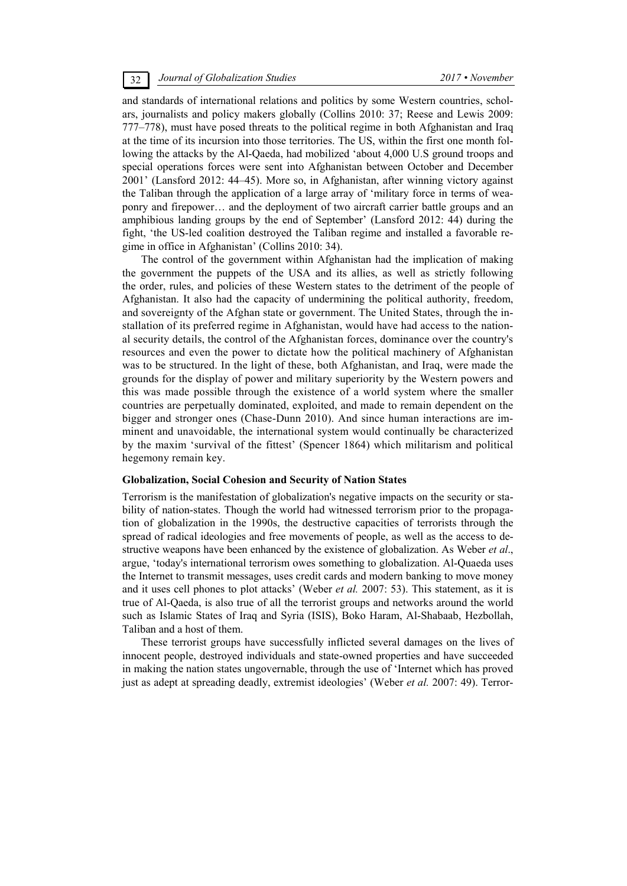and standards of international relations and politics by some Western countries, scholars, journalists and policy makers globally (Collins 2010: 37; Reese and Lewis 2009: 777–778), must have posed threats to the political regime in both Afghanistan and Iraq at the time of its incursion into those territories. The US, within the first one month following the attacks by the Al-Qaeda, had mobilized 'about 4,000 U.S ground troops and special operations forces were sent into Afghanistan between October and December 2001' (Lansford 2012: 44–45). More so, in Afghanistan, after winning victory against the Taliban through the application of a large array of 'military force in terms of weaponry and firepower… and the deployment of two aircraft carrier battle groups and an amphibious landing groups by the end of September' (Lansford 2012: 44) during the fight, 'the US-led coalition destroyed the Taliban regime and installed a favorable regime in office in Afghanistan' (Collins 2010: 34).

The control of the government within Afghanistan had the implication of making the government the puppets of the USA and its allies, as well as strictly following the order, rules, and policies of these Western states to the detriment of the people of Afghanistan. It also had the capacity of undermining the political authority, freedom, and sovereignty of the Afghan state or government. The United States, through the installation of its preferred regime in Afghanistan, would have had access to the national security details, the control of the Afghanistan forces, dominance over the country's resources and even the power to dictate how the political machinery of Afghanistan was to be structured. In the light of these, both Afghanistan, and Iraq, were made the grounds for the display of power and military superiority by the Western powers and this was made possible through the existence of a world system where the smaller countries are perpetually dominated, exploited, and made to remain dependent on the bigger and stronger ones (Chase-Dunn 2010). And since human interactions are imminent and unavoidable, the international system would continually be characterized by the maxim 'survival of the fittest' (Spencer 1864) which militarism and political hegemony remain key.

### Globalization, Social Cohesion and Security of Nation States

Terrorism is the manifestation of globalization's negative impacts on the security or stability of nation-states. Though the world had witnessed terrorism prior to the propagation of globalization in the 1990s, the destructive capacities of terrorists through the spread of radical ideologies and free movements of people, as well as the access to destructive weapons have been enhanced by the existence of globalization. As Weber *et al*., argue, 'today's international terrorism owes something to globalization. Al-Quaeda uses the Internet to transmit messages, uses credit cards and modern banking to move money and it uses cell phones to plot attacks' (Weber *et al.* 2007: 53). This statement, as it is true of Al-Qaeda, is also true of all the terrorist groups and networks around the world such as Islamic States of Iraq and Syria (ISIS), Boko Haram, Al-Shabaab, Hezbollah, Taliban and a host of them.

These terrorist groups have successfully inflicted several damages on the lives of innocent people, destroyed individuals and state-owned properties and have succeeded in making the nation states ungovernable, through the use of 'Internet which has proved just as adept at spreading deadly, extremist ideologies' (Weber *et al.* 2007: 49). Terror-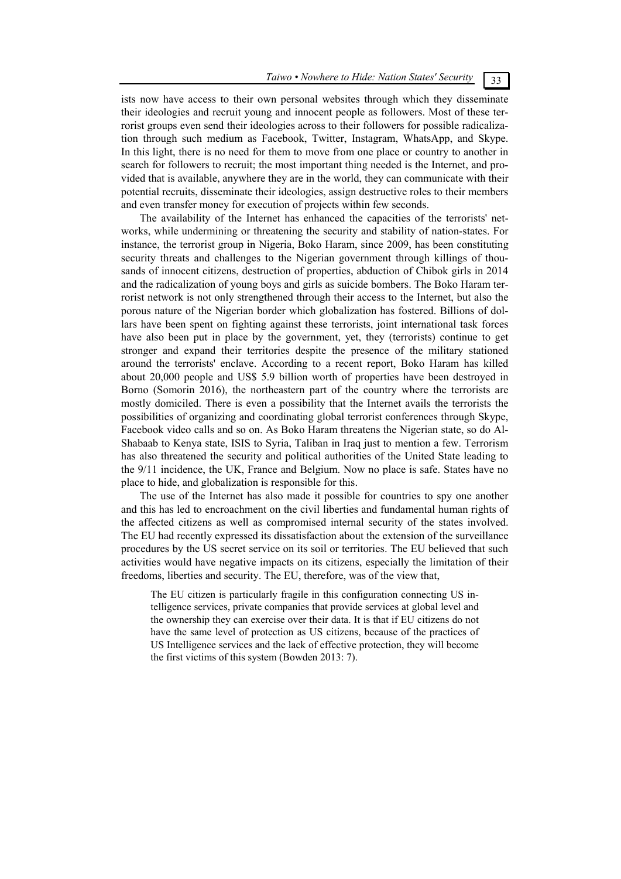ists now have access to their own personal websites through which they disseminate their ideologies and recruit young and innocent people as followers. Most of these terrorist groups even send their ideologies across to their followers for possible radicalization through such medium as Facebook, Twitter, Instagram, WhatsApp, and Skype. In this light, there is no need for them to move from one place or country to another in search for followers to recruit; the most important thing needed is the Internet, and provided that is available, anywhere they are in the world, they can communicate with their potential recruits, disseminate their ideologies, assign destructive roles to their members and even transfer money for execution of projects within few seconds.

The availability of the Internet has enhanced the capacities of the terrorists' networks, while undermining or threatening the security and stability of nation-states. For instance, the terrorist group in Nigeria, Boko Haram, since 2009, has been constituting security threats and challenges to the Nigerian government through killings of thousands of innocent citizens, destruction of properties, abduction of Chibok girls in 2014 and the radicalization of young boys and girls as suicide bombers. The Boko Haram terrorist network is not only strengthened through their access to the Internet, but also the porous nature of the Nigerian border which globalization has fostered. Billions of dollars have been spent on fighting against these terrorists, joint international task forces have also been put in place by the government, yet, they (terrorists) continue to get stronger and expand their territories despite the presence of the military stationed around the terrorists' enclave. According to a recent report, Boko Haram has killed about 20,000 people and US$ 5.9 billion worth of properties have been destroyed in Borno (Somorin 2016), the northeastern part of the country where the terrorists are mostly domiciled. There is even a possibility that the Internet avails the terrorists the possibilities of organizing and coordinating global terrorist conferences through Skype, Facebook video calls and so on. As Boko Haram threatens the Nigerian state, so do Al-Shabaab to Kenya state, ISIS to Syria, Taliban in Iraq just to mention a few. Terrorism has also threatened the security and political authorities of the United State leading to the 9/11 incidence, the UK, France and Belgium. Now no place is safe. States have no place to hide, and globalization is responsible for this.

The use of the Internet has also made it possible for countries to spy one another and this has led to encroachment on the civil liberties and fundamental human rights of the affected citizens as well as compromised internal security of the states involved. The EU had recently expressed its dissatisfaction about the extension of the surveillance procedures by the US secret service on its soil or territories. The EU believed that such activities would have negative impacts on its citizens, especially the limitation of their freedoms, liberties and security. The EU, therefore, was of the view that,

> The EU citizen is particularly fragile in this configuration connecting US intelligence services, private companies that provide services at global level and the ownership they can exercise over their data. It is that if EU citizens do not have the same level of protection as US citizens, because of the practices of US Intelligence services and the lack of effective protection, they will become the first victims of this system (Bowden 2013: 7).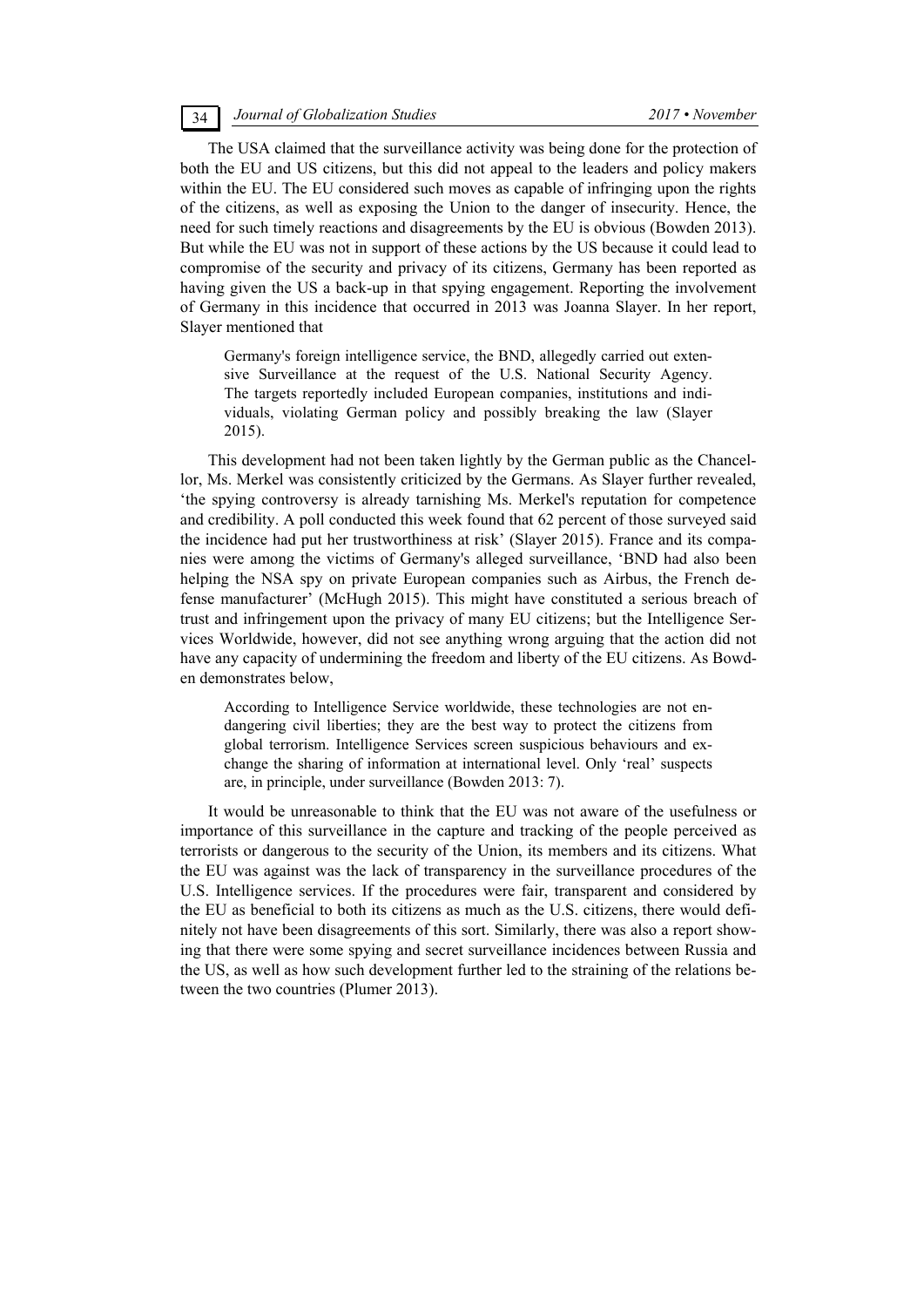The USA claimed that the surveillance activity was being done for the protection of both the EU and US citizens, but this did not appeal to the leaders and policy makers within the EU. The EU considered such moves as capable of infringing upon the rights of the citizens, as well as exposing the Union to the danger of insecurity. Hence, the need for such timely reactions and disagreements by the EU is obvious (Bowden 2013). But while the EU was not in support of these actions by the US because it could lead to compromise of the security and privacy of its citizens, Germany has been reported as having given the US a back-up in that spying engagement. Reporting the involvement of Germany in this incidence that occurred in 2013 was Joanna Slayer. In her report, Slayer mentioned that

> Germany's foreign intelligence service, the BND, allegedly carried out extensive Surveillance at the request of the U.S. National Security Agency. The targets reportedly included European companies, institutions and individuals, violating German policy and possibly breaking the law (Slayer 2015).

This development had not been taken lightly by the German public as the Chancellor, Ms. Merkel was consistently criticized by the Germans. As Slayer further revealed, 'the spying controversy is already tarnishing Ms. Merkel's reputation for competence and credibility. A poll conducted this week found that 62 percent of those surveyed said the incidence had put her trustworthiness at risk' (Slayer 2015). France and its companies were among the victims of Germany's alleged surveillance, 'BND had also been helping the NSA spy on private European companies such as Airbus, the French defense manufacturer' (McHugh 2015). This might have constituted a serious breach of trust and infringement upon the privacy of many EU citizens; but the Intelligence Services Worldwide, however, did not see anything wrong arguing that the action did not have any capacity of undermining the freedom and liberty of the EU citizens. As Bowden demonstrates below,

> According to Intelligence Service worldwide, these technologies are not endangering civil liberties; they are the best way to protect the citizens from global terrorism. Intelligence Services screen suspicious behaviours and exchange the sharing of information at international level. Only 'real' suspects are, in principle, under surveillance (Bowden 2013: 7).

It would be unreasonable to think that the EU was not aware of the usefulness or importance of this surveillance in the capture and tracking of the people perceived as terrorists or dangerous to the security of the Union, its members and its citizens. What the EU was against was the lack of transparency in the surveillance procedures of the U.S. Intelligence services. If the procedures were fair, transparent and considered by the EU as beneficial to both its citizens as much as the U.S. citizens, there would definitely not have been disagreements of this sort. Similarly, there was also a report showing that there were some spying and secret surveillance incidences between Russia and the US, as well as how such development further led to the straining of the relations between the two countries (Plumer 2013).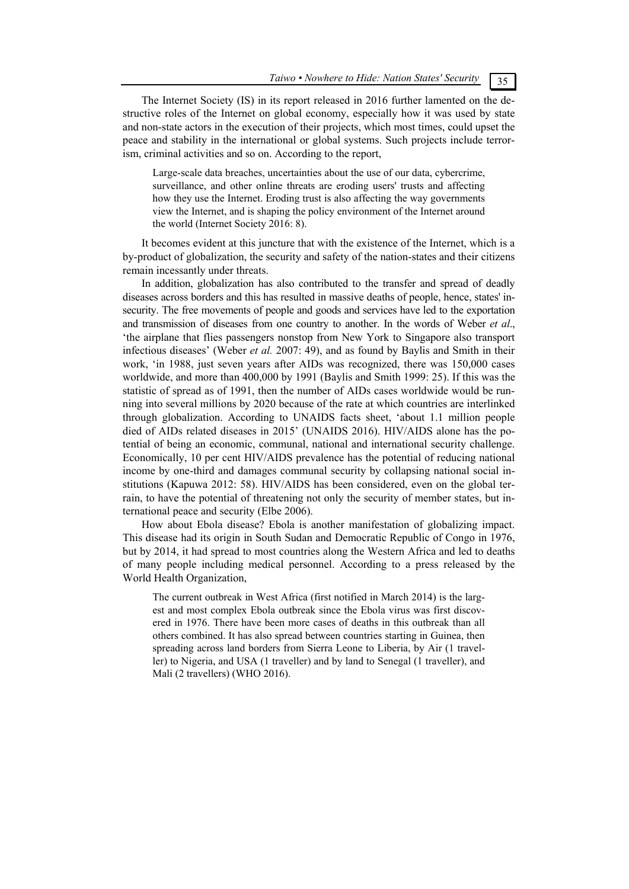The Internet Society (IS) in its report released in 2016 further lamented on the destructive roles of the Internet on global economy, especially how it was used by state and non-state actors in the execution of their projects, which most times, could upset the peace and stability in the international or global systems. Such projects include terrorism, criminal activities and so on. According to the report,

> Large-scale data breaches, uncertainties about the use of our data, cybercrime, surveillance, and other online threats are eroding users' trusts and affecting how they use the Internet. Eroding trust is also affecting the way governments view the Internet, and is shaping the policy environment of the Internet around the world (Internet Society 2016: 8).

It becomes evident at this juncture that with the existence of the Internet, which is a by-product of globalization, the security and safety of the nation-states and their citizens remain incessantly under threats.

In addition, globalization has also contributed to the transfer and spread of deadly diseases across borders and this has resulted in massive deaths of people, hence, states' insecurity. The free movements of people and goods and services have led to the exportation and transmission of diseases from one country to another. In the words of Weber *et al*., 'the airplane that flies passengers nonstop from New York to Singapore also transport infectious diseases' (Weber *et al.* 2007: 49), and as found by Baylis and Smith in their work, 'in 1988, just seven years after AIDs was recognized, there was 150,000 cases worldwide, and more than 400,000 by 1991 (Baylis and Smith 1999: 25). If this was the statistic of spread as of 1991, then the number of AIDs cases worldwide would be running into several millions by 2020 because of the rate at which countries are interlinked through globalization. According to UNAIDS facts sheet, 'about 1.1 million people died of AIDs related diseases in 2015' (UNAIDS 2016). HIV/AIDS alone has the potential of being an economic, communal, national and international security challenge. Economically, 10 per cent HIV/AIDS prevalence has the potential of reducing national income by one-third and damages communal security by collapsing national social institutions (Kapuwa 2012: 58). HIV/AIDS has been considered, even on the global terrain, to have the potential of threatening not only the security of member states, but international peace and security (Elbe 2006).

How about Ebola disease? Ebola is another manifestation of globalizing impact. This disease had its origin in South Sudan and Democratic Republic of Congo in 1976, but by 2014, it had spread to most countries along the Western Africa and led to deaths of many people including medical personnel. According to a press released by the World Health Organization,

> The current outbreak in West Africa (first notified in March 2014) is the largest and most complex Ebola outbreak since the Ebola virus was first discovered in 1976. There have been more cases of deaths in this outbreak than all others combined. It has also spread between countries starting in Guinea, then spreading across land borders from Sierra Leone to Liberia, by Air (1 traveller) to Nigeria, and USA (1 traveller) and by land to Senegal (1 traveller), and Mali (2 travellers) (WHO 2016).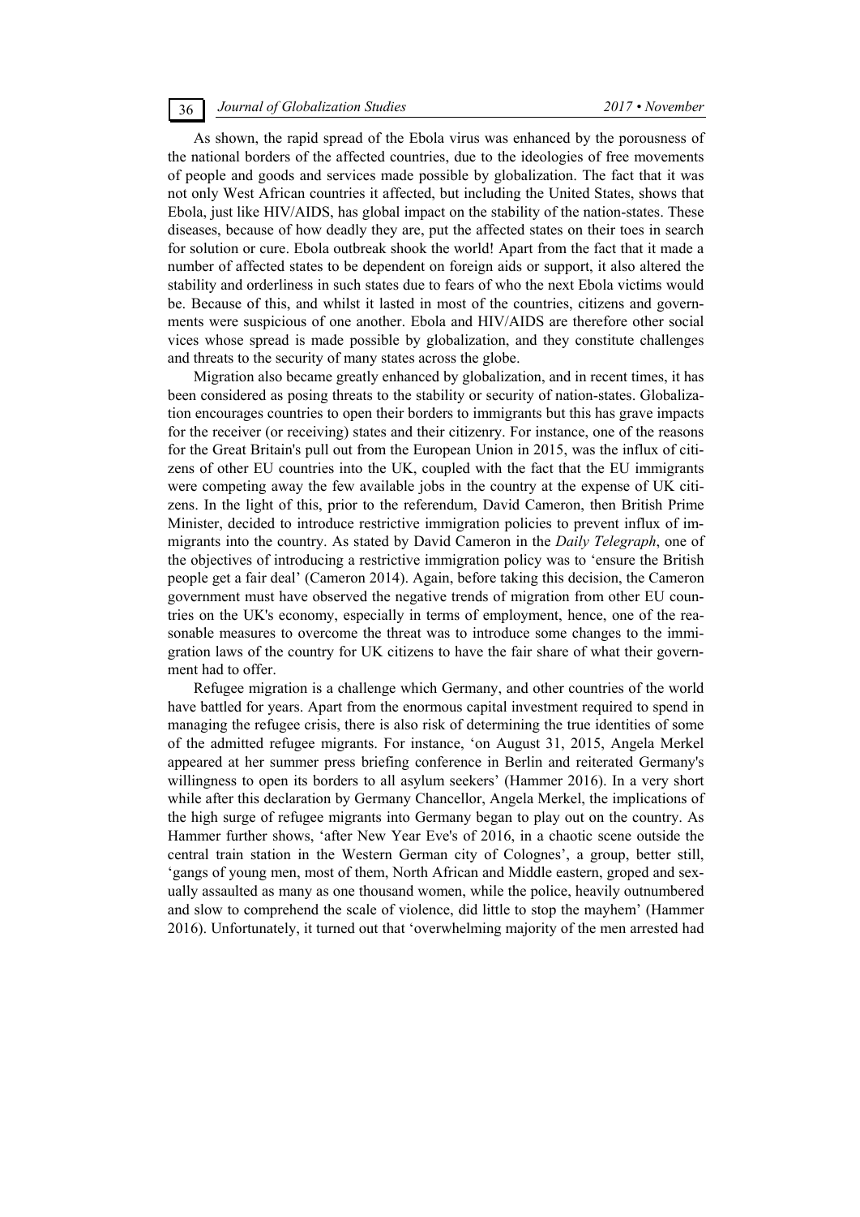As shown, the rapid spread of the Ebola virus was enhanced by the porousness of the national borders of the affected countries, due to the ideologies of free movements of people and goods and services made possible by globalization. The fact that it was not only West African countries it affected, but including the United States, shows that Ebola, just like HIV/AIDS, has global impact on the stability of the nation-states. These diseases, because of how deadly they are, put the affected states on their toes in search for solution or cure. Ebola outbreak shook the world! Apart from the fact that it made a number of affected states to be dependent on foreign aids or support, it also altered the stability and orderliness in such states due to fears of who the next Ebola victims would be. Because of this, and whilst it lasted in most of the countries, citizens and governments were suspicious of one another. Ebola and HIV/AIDS are therefore other social vices whose spread is made possible by globalization, and they constitute challenges and threats to the security of many states across the globe.

Migration also became greatly enhanced by globalization, and in recent times, it has been considered as posing threats to the stability or security of nation-states. Globalization encourages countries to open their borders to immigrants but this has grave impacts for the receiver (or receiving) states and their citizenry. For instance, one of the reasons for the Great Britain's pull out from the European Union in 2015, was the influx of citizens of other EU countries into the UK, coupled with the fact that the EU immigrants were competing away the few available jobs in the country at the expense of UK citizens. In the light of this, prior to the referendum, David Cameron, then British Prime Minister, decided to introduce restrictive immigration policies to prevent influx of immigrants into the country. As stated by David Cameron in the *Daily Telegraph*, one of the objectives of introducing a restrictive immigration policy was to 'ensure the British people get a fair deal' (Cameron 2014). Again, before taking this decision, the Cameron government must have observed the negative trends of migration from other EU countries on the UK's economy, especially in terms of employment, hence, one of the reasonable measures to overcome the threat was to introduce some changes to the immigration laws of the country for UK citizens to have the fair share of what their government had to offer.

Refugee migration is a challenge which Germany, and other countries of the world have battled for years. Apart from the enormous capital investment required to spend in managing the refugee crisis, there is also risk of determining the true identities of some of the admitted refugee migrants. For instance, 'on August 31, 2015, Angela Merkel appeared at her summer press briefing conference in Berlin and reiterated Germany's willingness to open its borders to all asylum seekers' (Hammer 2016). In a very short while after this declaration by Germany Chancellor, Angela Merkel, the implications of the high surge of refugee migrants into Germany began to play out on the country. As Hammer further shows, 'after New Year Eve's of 2016, in a chaotic scene outside the central train station in the Western German city of Colognes', a group, better still, 'gangs of young men, most of them, North African and Middle eastern, groped and sexually assaulted as many as one thousand women, while the police, heavily outnumbered and slow to comprehend the scale of violence, did little to stop the mayhem' (Hammer 2016). Unfortunately, it turned out that 'overwhelming majority of the men arrested had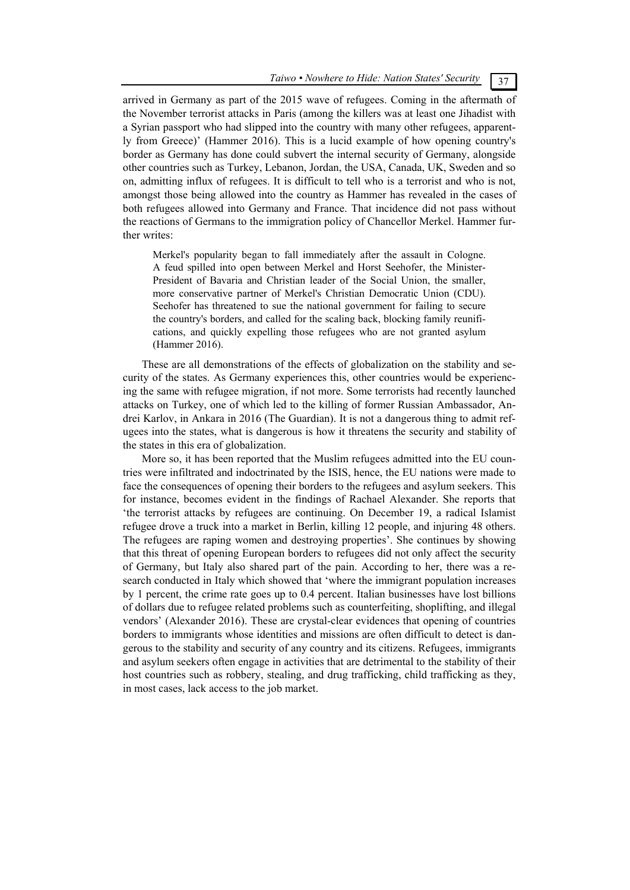arrived in Germany as part of the 2015 wave of refugees. Coming in the aftermath of the November terrorist attacks in Paris (among the killers was at least one Jihadist with a Syrian passport who had slipped into the country with many other refugees, apparently from Greece)' (Hammer 2016). This is a lucid example of how opening country's border as Germany has done could subvert the internal security of Germany, alongside other countries such as Turkey, Lebanon, Jordan, the USA, Canada, UK, Sweden and so on, admitting influx of refugees. It is difficult to tell who is a terrorist and who is not, amongst those being allowed into the country as Hammer has revealed in the cases of both refugees allowed into Germany and France. That incidence did not pass without the reactions of Germans to the immigration policy of Chancellor Merkel. Hammer further writes:

> Merkel's popularity began to fall immediately after the assault in Cologne. A feud spilled into open between Merkel and Horst Seehofer, the Minister-President of Bavaria and Christian leader of the Social Union, the smaller, more conservative partner of Merkel's Christian Democratic Union (CDU). Seehofer has threatened to sue the national government for failing to secure the country's borders, and called for the scaling back, blocking family reunifications, and quickly expelling those refugees who are not granted asylum (Hammer 2016).

These are all demonstrations of the effects of globalization on the stability and security of the states. As Germany experiences this, other countries would be experiencing the same with refugee migration, if not more. Some terrorists had recently launched attacks on Turkey, one of which led to the killing of former Russian Ambassador, Andrei Karlov, in Ankara in 2016 (The Guardian). It is not a dangerous thing to admit refugees into the states, what is dangerous is how it threatens the security and stability of the states in this era of globalization.

More so, it has been reported that the Muslim refugees admitted into the EU countries were infiltrated and indoctrinated by the ISIS, hence, the EU nations were made to face the consequences of opening their borders to the refugees and asylum seekers. This for instance, becomes evident in the findings of Rachael Alexander. She reports that 'the terrorist attacks by refugees are continuing. On December 19, a radical Islamist refugee drove a truck into a market in Berlin, killing 12 people, and injuring 48 others. The refugees are raping women and destroying properties'. She continues by showing that this threat of opening European borders to refugees did not only affect the security of Germany, but Italy also shared part of the pain. According to her, there was a research conducted in Italy which showed that 'where the immigrant population increases by 1 percent, the crime rate goes up to 0.4 percent. Italian businesses have lost billions of dollars due to refugee related problems such as counterfeiting, shoplifting, and illegal vendors' (Alexander 2016). These are crystal-clear evidences that opening of countries borders to immigrants whose identities and missions are often difficult to detect is dangerous to the stability and security of any country and its citizens. Refugees, immigrants and asylum seekers often engage in activities that are detrimental to the stability of their host countries such as robbery, stealing, and drug trafficking, child trafficking as they, in most cases, lack access to the job market.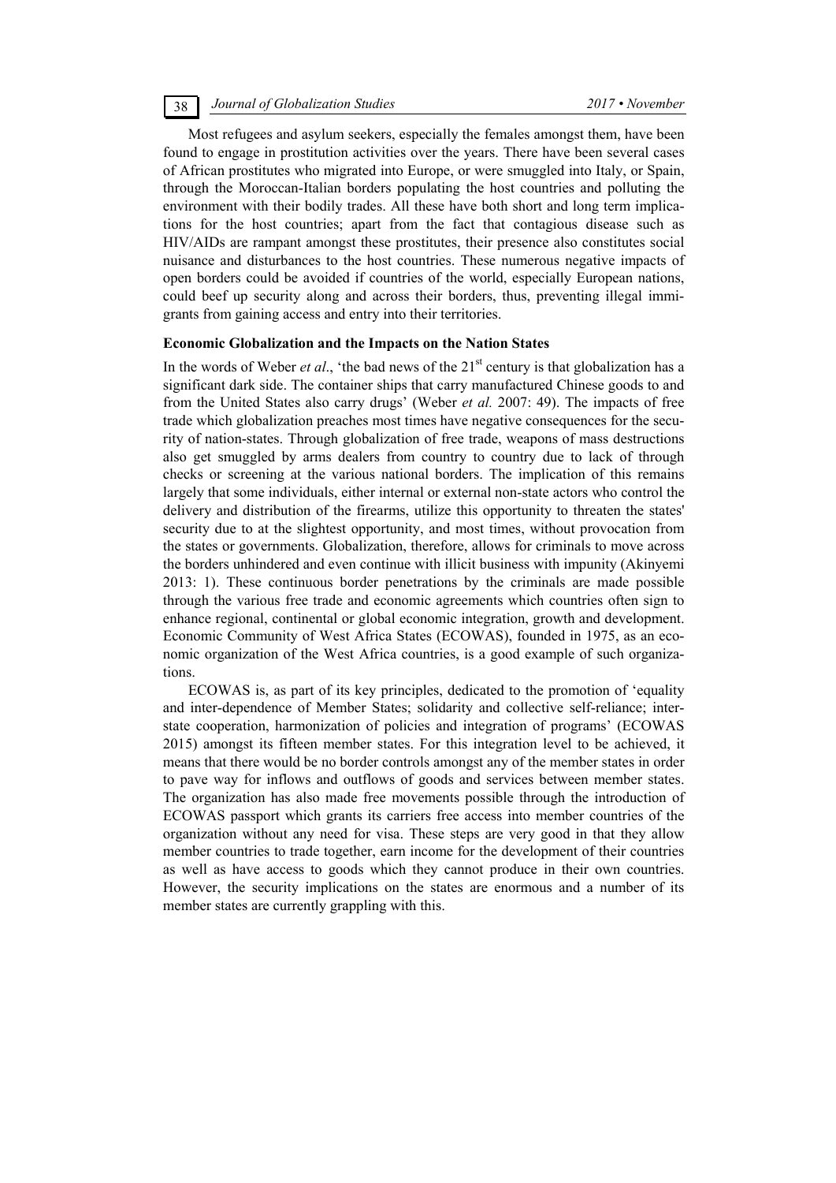Most refugees and asylum seekers, especially the females amongst them, have been found to engage in prostitution activities over the years. There have been several cases of African prostitutes who migrated into Europe, or were smuggled into Italy, or Spain, through the Moroccan-Italian borders populating the host countries and polluting the environment with their bodily trades. All these have both short and long term implications for the host countries; apart from the fact that contagious disease such as HIV/AIDs are rampant amongst these prostitutes, their presence also constitutes social nuisance and disturbances to the host countries. These numerous negative impacts of open borders could be avoided if countries of the world, especially European nations, could beef up security along and across their borders, thus, preventing illegal immigrants from gaining access and entry into their territories.

**Economic Globalization and the Impacts on the Nation States**

In the words of Weber *et al*., 'the bad news of the 21st century is that globalization has a significant dark side. The container ships that carry manufactured Chinese goods to and from the United States also carry drugs' (Weber *et al.* 2007: 49). The impacts of free trade which globalization preaches most times have negative consequences for the security of nation-states. Through globalization of free trade, weapons of mass destructions also get smuggled by arms dealers from country to country due to lack of through checks or screening at the various national borders. The implication of this remains largely that some individuals, either internal or external non-state actors who control the delivery and distribution of the firearms, utilize this opportunity to threaten the states' security due to at the slightest opportunity, and most times, without provocation from the states or governments. Globalization, therefore, allows for criminals to move across the borders unhindered and even continue with illicit business with impunity (Akinyemi 2013: 1). These continuous border penetrations by the criminals are made possible through the various free trade and economic agreements which countries often sign to enhance regional, continental or global economic integration, growth and development. Economic Community of West Africa States (ECOWAS), founded in 1975, as an economic organization of the West Africa countries, is a good example of such organizations.

ECOWAS is, as part of its key principles, dedicated to the promotion of 'equality and inter-dependence of Member States; solidarity and collective self-reliance; interstate cooperation, harmonization of policies and integration of programs' (ECOWAS 2015) amongst its fifteen member states. For this integration level to be achieved, it means that there would be no border controls amongst any of the member states in order to pave way for inflows and outflows of goods and services between member states. The organization has also made free movements possible through the introduction of ECOWAS passport which grants its carriers free access into member countries of the organization without any need for visa. These steps are very good in that they allow member countries to trade together, earn income for the development of their countries as well as have access to goods which they cannot produce in their own countries. However, the security implications on the states are enormous and a number of its member states are currently grappling with this.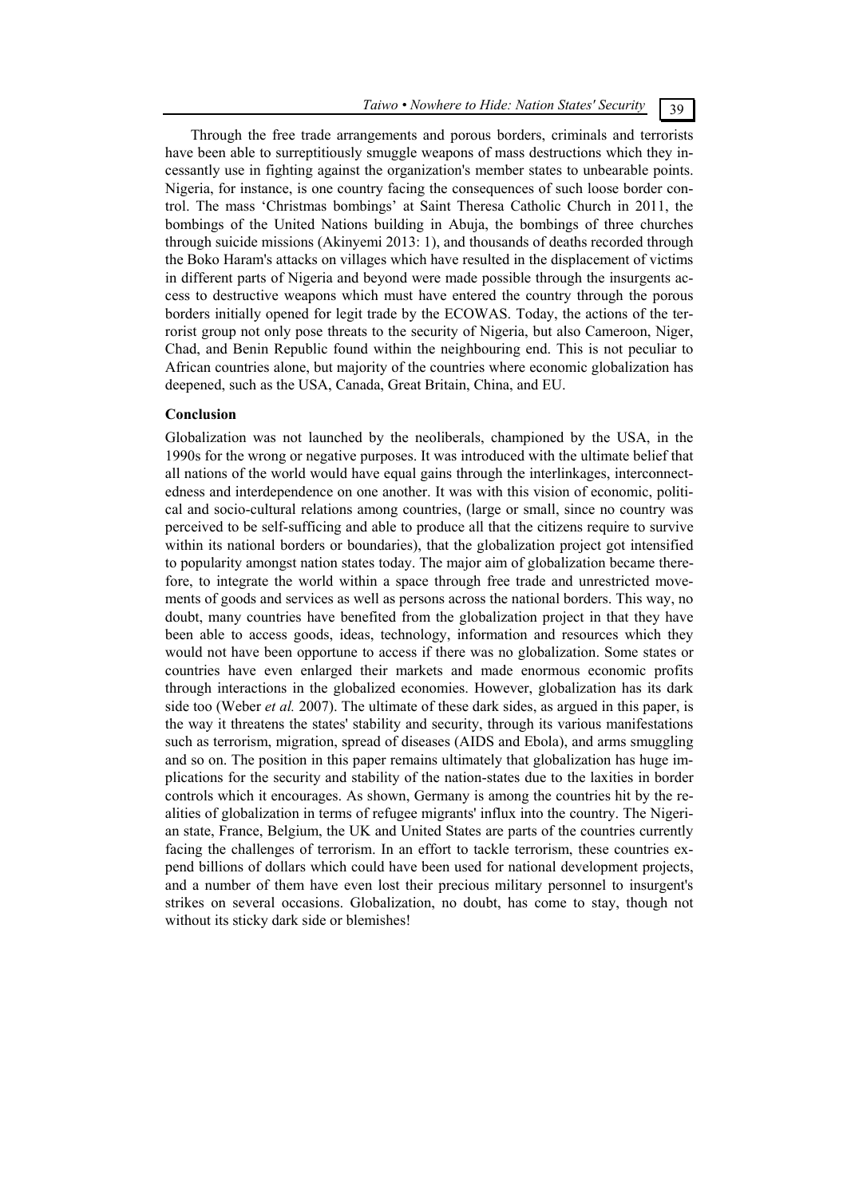Through the free trade arrangements and porous borders, criminals and terrorists have been able to surreptitiously smuggle weapons of mass destructions which they incessantly use in fighting against the organization's member states to unbearable points. Nigeria, for instance, is one country facing the consequences of such loose border control. The mass 'Christmas bombings' at Saint Theresa Catholic Church in 2011, the bombings of the United Nations building in Abuja, the bombings of three churches through suicide missions (Akinyemi 2013: 1), and thousands of deaths recorded through the Boko Haram's attacks on villages which have resulted in the displacement of victims in different parts of Nigeria and beyond were made possible through the insurgents access to destructive weapons which must have entered the country through the porous borders initially opened for legit trade by the ECOWAS. Today, the actions of the terrorist group not only pose threats to the security of Nigeria, but also Cameroon, Niger, Chad, and Benin Republic found within the neighbouring end. This is not peculiar to African countries alone, but majority of the countries where economic globalization has deepened, such as the USA, Canada, Great Britain, China, and EU.

## Conclusion

Globalization was not launched by the neoliberals, championed by the USA, in the 1990s for the wrong or negative purposes. It was introduced with the ultimate belief that all nations of the world would have equal gains through the interlinkages, interconnectedness and interdependence on one another. It was with this vision of economic, political and socio-cultural relations among countries, (large or small, since no country was perceived to be self-sufficing and able to produce all that the citizens require to survive within its national borders or boundaries), that the globalization project got intensified to popularity amongst nation states today. The major aim of globalization became therefore, to integrate the world within a space through free trade and unrestricted movements of goods and services as well as persons across the national borders. This way, no doubt, many countries have benefited from the globalization project in that they have been able to access goods, ideas, technology, information and resources which they would not have been opportune to access if there was no globalization. Some states or countries have even enlarged their markets and made enormous economic profits through interactions in the globalized economies. However, globalization has its dark side too (Weber *et al.* 2007). The ultimate of these dark sides, as argued in this paper, is the way it threatens the states' stability and security, through its various manifestations such as terrorism, migration, spread of diseases (AIDS and Ebola), and arms smuggling and so on. The position in this paper remains ultimately that globalization has huge implications for the security and stability of the nation-states due to the laxities in border controls which it encourages. As shown, Germany is among the countries hit by the realities of globalization in terms of refugee migrants' influx into the country. The Nigerian state, France, Belgium, the UK and United States are parts of the countries currently facing the challenges of terrorism. In an effort to tackle terrorism, these countries expend billions of dollars which could have been used for national development projects, and a number of them have even lost their precious military personnel to insurgent's strikes on several occasions. Globalization, no doubt, has come to stay, though not without its sticky dark side or blemishes!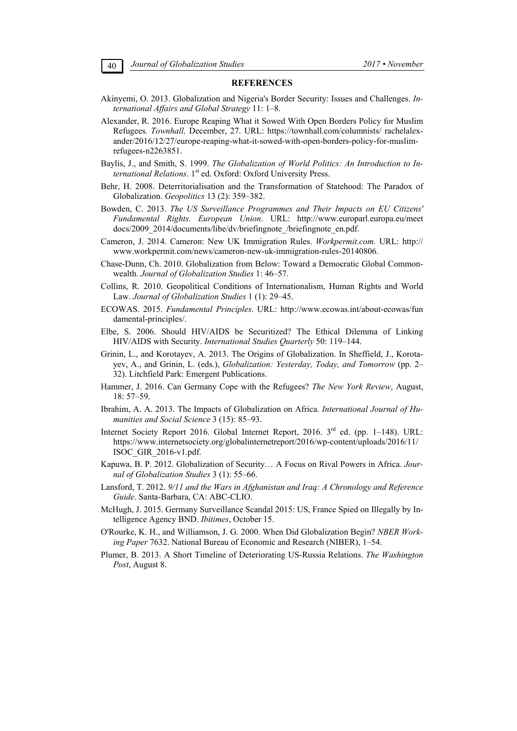## REFERENCES

Akinyemi, O. 2013. Globalization and Nigeria's Border Security: Issues and Challenges. *International Affairs and Global Strategy* 11: 1–8.

Alexander, R. 2016. Europe Reaping What it Sowed With Open Borders Policy for Muslim Refugees. *Townhall,* December, 27. URL: https://townhall.com/columnists/ rachelalexander/2016/12/27/europe-reaping-what-it-sowed-with-open-borders-policy-for-muslim-refugees-n2263851.

Baylis, J., and Smith, S. 1999. *The Globalization of World Politics: An Introduction to International Relations*. 1st ed. Oxford: Oxford University Press.

Behr, H. 2008. Deterritorialisation and the Transformation of Statehood: The Paradox of Globalization. *Geopolitics* 13 (2): 359–382.

Bowden, C. 2013. *The US Surveillance Programmes and Their Impacts on EU Citizens' Fundamental Rights. European Union*. URL: http://www.europarl.europa.eu/meetdocs/2009_2014/documents/libe/dv/briefingnote_/briefingnote_en.pdf.

Cameron, J. 2014. Cameron: New UK Immigration Rules. *Workpermit.com.* URL: http://www.workpermit.com/news/cameron-new-uk-immigration-rules-20140806.

Chase-Dunn, Ch. 2010. Globalization from Below: Toward a Democratic Global Commonwealth. *Journal of Globalization Studies* 1: 46–57.

Collins, R. 2010. Geopolitical Conditions of Internationalism, Human Rights and World Law. *Journal of Globalization Studies* 1 (1): 29–45.

ECOWAS. 2015. *Fundamental Principles*. URL: http://www.ecowas.int/about-ecowas/fundamental-principles/.

Elbe, S. 2006. Should HIV/AIDS be Securitized? The Ethical Dilemma of Linking HIV/AIDS with Security. *International Studies Quarterly* 50: 119–144.

Grinin, L., and Korotayev, A. 2013. The Origins of Globalization. In Sheffield, J., Korotayev, A., and Grinin, L. (eds.), *Globalization: Yesterday, Today, and Tomorrow* (pp. 2–32). Litchfield Park: Emergent Publications.

Hammer, J. 2016. Can Germany Cope with the Refugees? *The New York Review*, August, 18: 57–59.

Ibrahim, A. A. 2013. The Impacts of Globalization on Africa. *International Journal of Humanities and Social Science* 3 (15): 85–93.

Internet Society Report 2016. Global Internet Report, 2016. 3rd ed. (pp. 1–148). URL: https://www.internetsociety.org/globalinternetreport/2016/wp-content/uploads/2016/11/ISOC_GIR_2016-v1.pdf.

Kapuwa, B. P. 2012. Globalization of Security… A Focus on Rival Powers in Africa. *Journal of Globalization Studies* 3 (1): 55–66.

Lansford, T. 2012. *9/11 and the Wars in Afghanistan and Iraq: A Chronology and Reference Guide*. Santa-Barbara, CA: ABC-CLIO.

McHugh, J. 2015. Germany Surveillance Scandal 2015: US, France Spied on Illegally by Intelligence Agency BND. *Ibitimes*, October 15.

O'Rourke, K. H., and Williamson, J. G. 2000. When Did Globalization Begin? *NBER Working Paper* 7632. National Bureau of Economic and Research (NIBER), 1–54.

Plumer, B. 2013. A Short Timeline of Deteriorating US-Russia Relations. *The Washington Post*, August 8.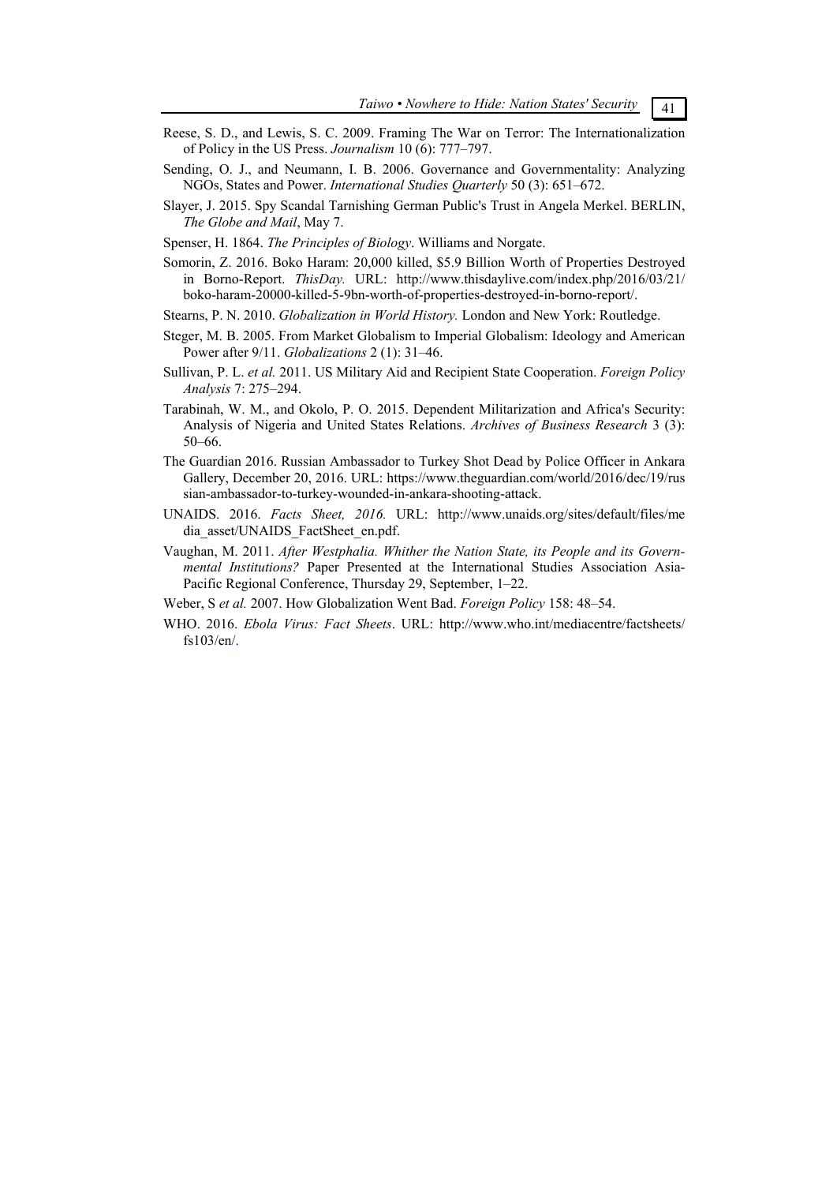Reese, S. D., and Lewis, S. C. 2009. Framing The War on Terror: The Internationalization of Policy in the US Press. *Journalism* 10 (6): 777–797.

Sending, O. J., and Neumann, I. B. 2006. Governance and Governmentality: Analyzing NGOs, States and Power. *International Studies Quarterly* 50 (3): 651–672.

Slayer, J. 2015. Spy Scandal Tarnishing German Public's Trust in Angela Merkel. BERLIN, *The Globe and Mail*, May 7.

Spenser, H. 1864. *The Principles of Biology*. Williams and Norgate.

Somorin, Z. 2016. Boko Haram: 20,000 killed, $5.9 Billion Worth of Properties Destroyed in Borno-Report. *ThisDay.* URL: http://www.thisdaylive.com/index.php/2016/03/21/boko-haram-20000-killed-5-9bn-worth-of-properties-destroyed-in-borno-report/.

Stearns, P. N. 2010. *Globalization in World History.* London and New York: Routledge.

Steger, M. B. 2005. From Market Globalism to Imperial Globalism: Ideology and American Power after 9/11. *Globalizations* 2 (1): 31–46.

Sullivan, P. L. *et al.* 2011. US Military Aid and Recipient State Cooperation. *Foreign Policy Analysis* 7: 275–294.

Tarabinah, W. M., and Okolo, P. O. 2015. Dependent Militarization and Africa's Security: Analysis of Nigeria and United States Relations. *Archives of Business Research* 3 (3): 50–66.

The Guardian 2016. Russian Ambassador to Turkey Shot Dead by Police Officer in Ankara Gallery, December 20, 2016. URL: https://www.theguardian.com/world/2016/dec/19/russian-ambassador-to-turkey-wounded-in-ankara-shooting-attack.

UNAIDS. 2016. *Facts Sheet, 2016.* URL: http://www.unaids.org/sites/default/files/media_asset/UNAIDS_FactSheet_en.pdf.

Vaughan, M. 2011. *After Westphalia. Whither the Nation State, its People and its Governmental Institutions?* Paper Presented at the International Studies Association Asia-Pacific Regional Conference, Thursday 29, September, 1–22.

Weber, S *et al.* 2007. How Globalization Went Bad. *Foreign Policy* 158: 48–54.

WHO. 2016. *Ebola Virus: Fact Sheets*. URL: http://www.who.int/mediacentre/factsheets/fs103/en/.